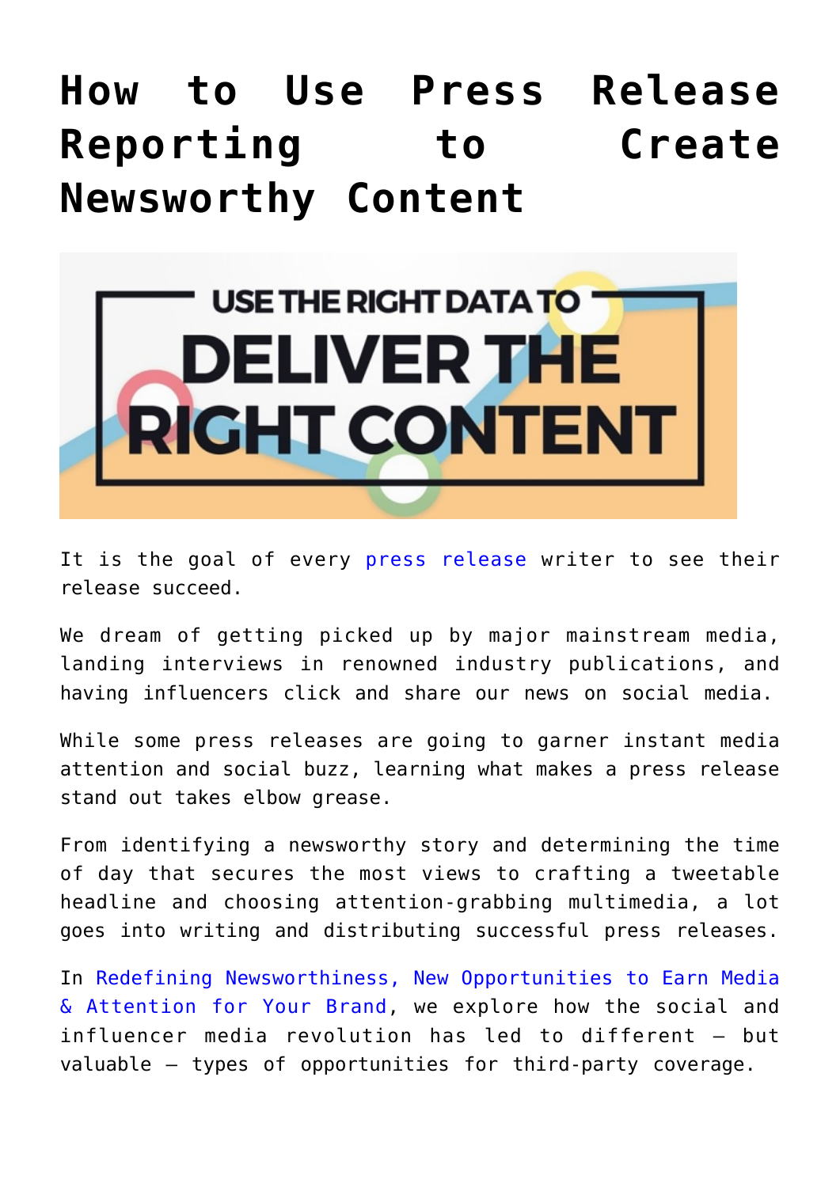# How to Use Press Release Reporting to Create Newsworthy Content

It is the goal of every press release writer to see their release succeed.

We dream of getting picked up by major mainstream media, landing interviews in renowned industry publications, and having influencers click and share our news on social media.

While some press releases are going to garner instant media attention and social buzz, learning what makes a press release stand out takes elbow grease.

From identifying a newsworthy story and determining the time of day that secures the most views to crafting a tweetable headline and choosing attention-grabbing multimedia, a lot goes into writing and distributing successful press releases.

In Redefining Newsworthiness, New Opportunities to Earn Media & Attention for Your Brand, we explore how the social and influencer media revolution has led to different – but valuable – types of opportunities for third-party coverage.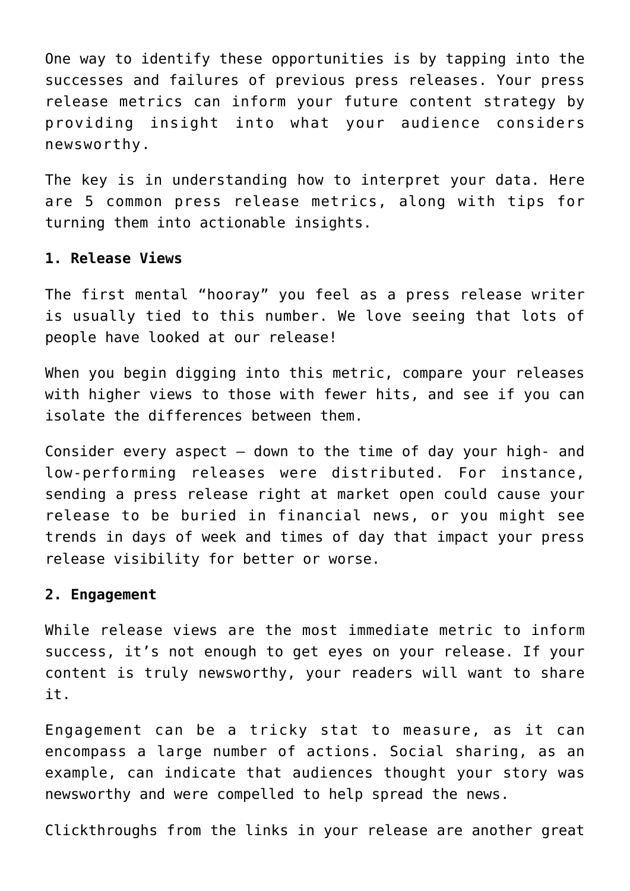One way to identify these opportunities is by tapping into the successes and failures of previous press releases. Your press release metrics can inform your future content strategy by providing insight into what your audience considers newsworthy.

The key is in understanding how to interpret your data. Here are 5 common press release metrics, along with tips for turning them into actionable insights.

**1. Release Views**

The first mental “hooray” you feel as a press release writer is usually tied to this number. We love seeing that lots of people have looked at our release!

When you begin digging into this metric, compare your releases with higher views to those with fewer hits, and see if you can isolate the differences between them.

Consider every aspect – down to the time of day your high- and low-performing releases were distributed. For instance, sending a press release right at market open could cause your release to be buried in financial news, or you might see trends in days of week and times of day that impact your press release visibility for better or worse.

**2. Engagement**

While release views are the most immediate metric to inform success, it’s not enough to get eyes on your release. If your content is truly newsworthy, your readers will want to share it.

Engagement can be a tricky stat to measure, as it can encompass a large number of actions. Social sharing, as an example, can indicate that audiences thought your story was newsworthy and were compelled to help spread the news.

Clickthroughs from the links in your release are another great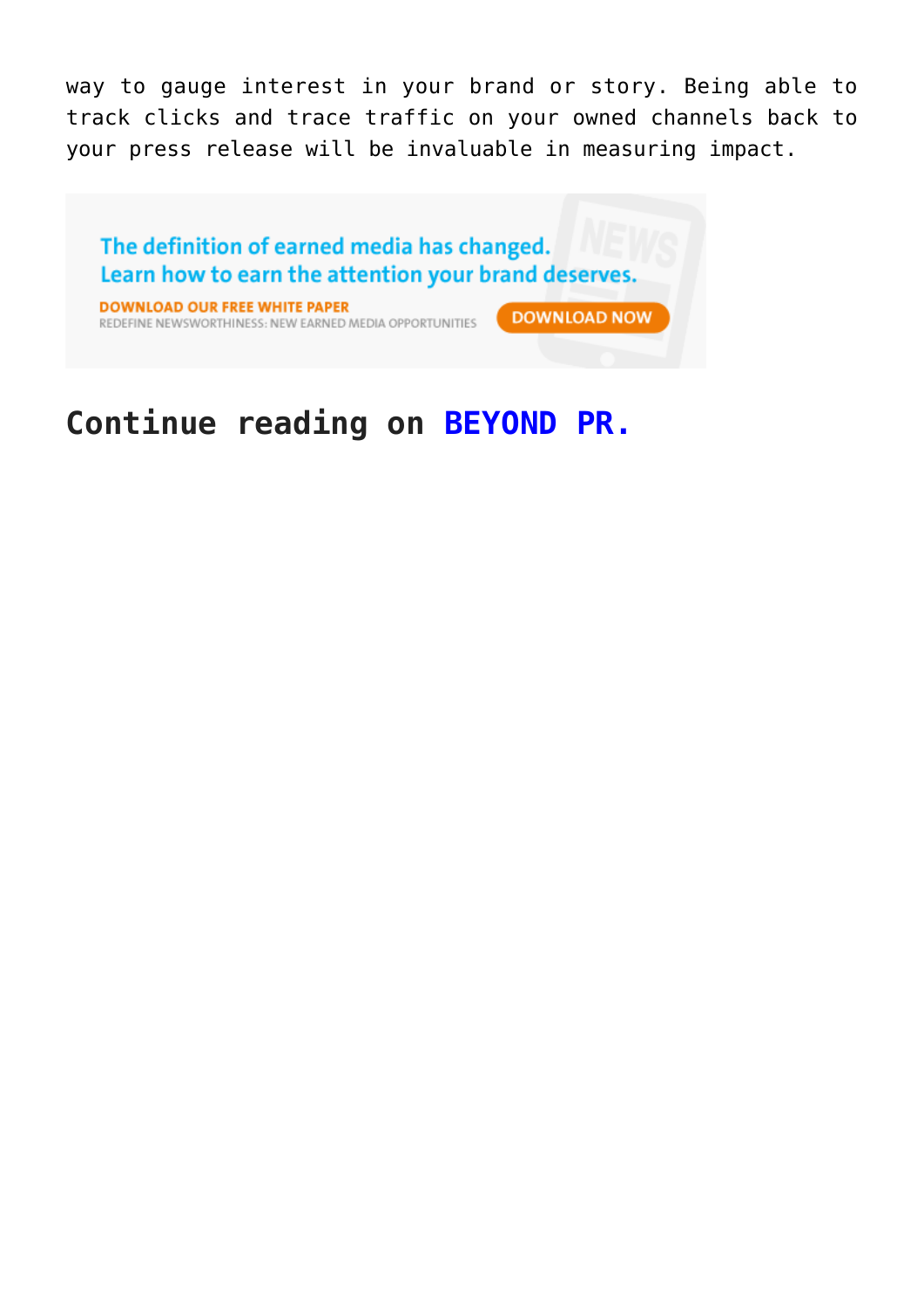way to gauge interest in your brand or story. Being able to track clicks and trace traffic on your owned channels back to your press release will be invaluable in measuring impact.

The definition of earned media has changed.
Learn how to earn the attention your brand deserves.

DOWNLOAD OUR FREE WHITE PAPER
REDEFINE NEWSWORTHINESS: NEW EARNED MEDIA OPPORTUNITIES

DOWNLOAD NOW

## Continue reading on BEYOND PR.